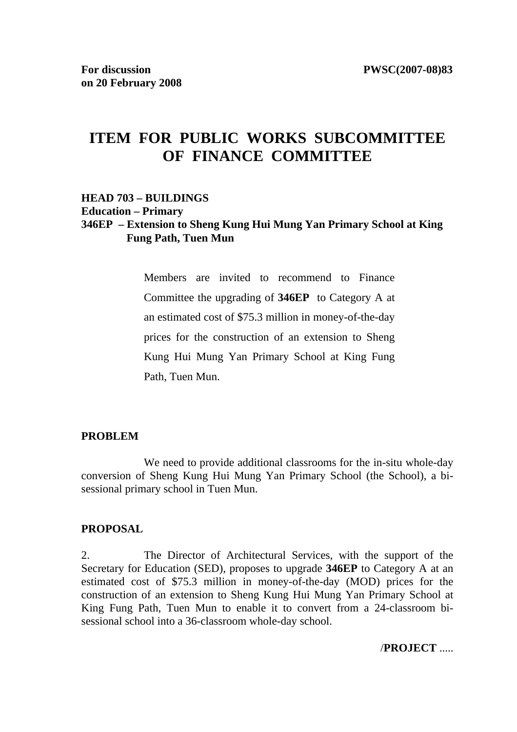**For discussion on 20 February 2008**

**PWSC(2007-08)83**

# ITEM FOR PUBLIC WORKS SUBCOMMITTEE OF FINANCE COMMITTEE

**HEAD 703 – BUILDINGS**
**Education – Primary**
**346EP – Extension to Sheng Kung Hui Mung Yan Primary School at King Fung Path, Tuen Mun**

> Members are invited to recommend to Finance Committee the upgrading of **346EP** to Category A at an estimated cost of $75.3 million in money-of-the-day prices for the construction of an extension to Sheng Kung Hui Mung Yan Primary School at King Fung Path, Tuen Mun.

## PROBLEM

We need to provide additional classrooms for the in-situ whole-day conversion of Sheng Kung Hui Mung Yan Primary School (the School), a bi-sessional primary school in Tuen Mun.

## PROPOSAL

2. The Director of Architectural Services, with the support of the Secretary for Education (SED), proposes to upgrade **346EP** to Category A at an estimated cost of $75.3 million in money-of-the-day (MOD) prices for the construction of an extension to Sheng Kung Hui Mung Yan Primary School at King Fung Path, Tuen Mun to enable it to convert from a 24-classroom bi-sessional school into a 36-classroom whole-day school.

/**PROJECT** .....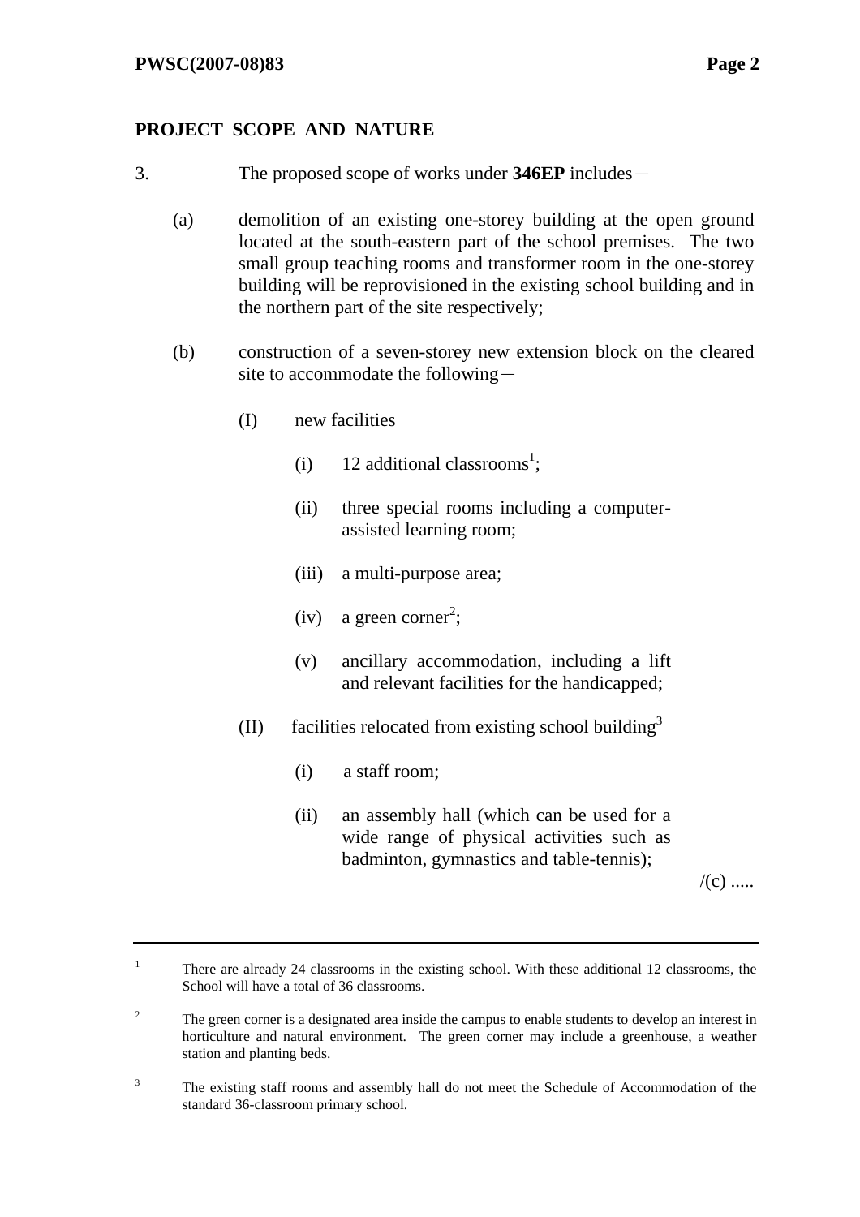## PROJECT SCOPE AND NATURE

3. The proposed scope of works under **346EP** includes－

   (a) demolition of an existing one-storey building at the open ground located at the south-eastern part of the school premises. The two small group teaching rooms and transformer room in the one-storey building will be reprovisioned in the existing school building and in the northern part of the site respectively;

   (b) construction of a seven-storey new extension block on the cleared site to accommodate the following－

      (I) new facilities

         (i) 12 additional classrooms[1];

         (ii) three special rooms including a computer-assisted learning room;

         (iii) a multi-purpose area;

         (iv) a green corner[2];

         (v) ancillary accommodation, including a lift and relevant facilities for the handicapped;

      (II) facilities relocated from existing school building[3]

         (i) a staff room;

         (ii) an assembly hall (which can be used for a wide range of physical activities such as badminton, gymnastics and table-tennis);

/(c) .....

---

[1] There are already 24 classrooms in the existing school. With these additional 12 classrooms, the School will have a total of 36 classrooms.

[2] The green corner is a designated area inside the campus to enable students to develop an interest in horticulture and natural environment. The green corner may include a greenhouse, a weather station and planting beds.

[3] The existing staff rooms and assembly hall do not meet the Schedule of Accommodation of the standard 36-classroom primary school.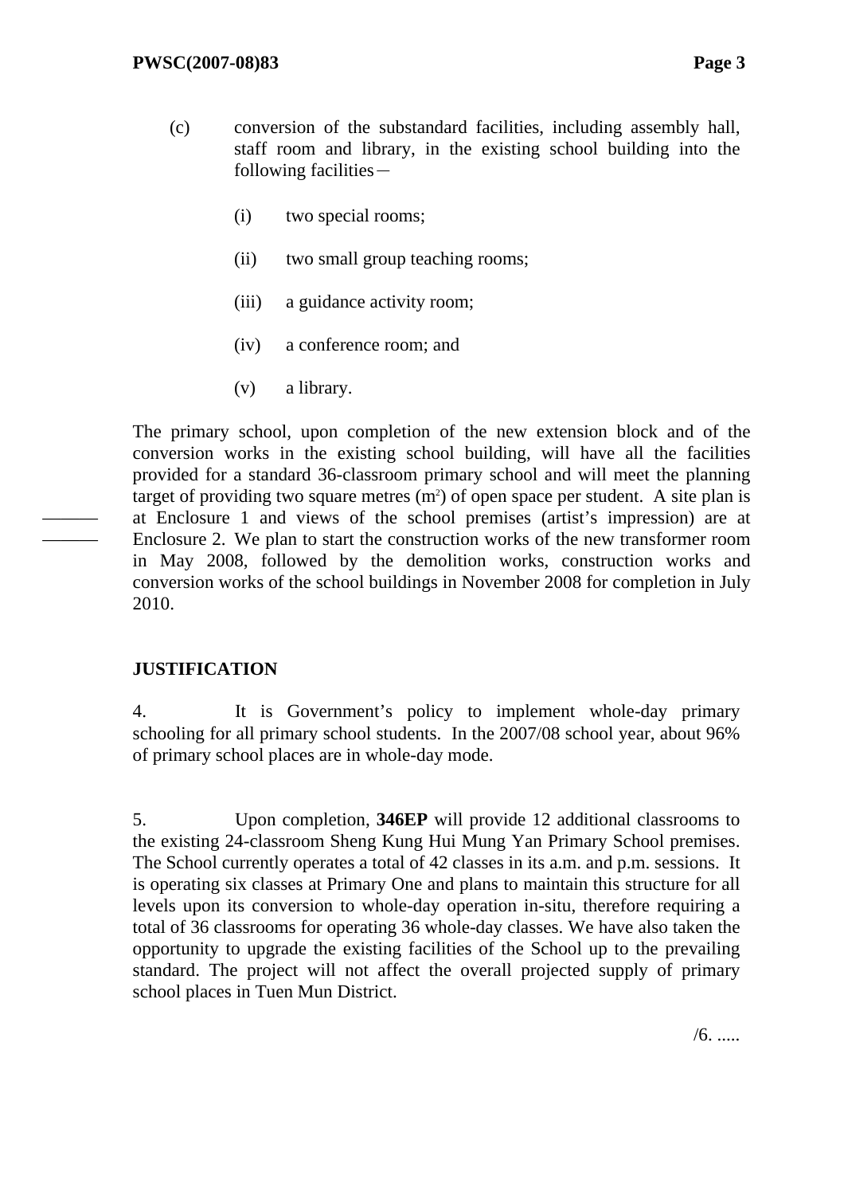(c) conversion of the substandard facilities, including assembly hall, staff room and library, in the existing school building into the following facilities－

   (i) two special rooms;

   (ii) two small group teaching rooms;

   (iii) a guidance activity room;

   (iv) a conference room; and

   (v) a library.

The primary school, upon completion of the new extension block and of the conversion works in the existing school building, will have all the facilities provided for a standard 36-classroom primary school and will meet the planning target of providing two square metres ($m^2$) of open space per student. A site plan is at Enclosure 1 and views of the school premises (artist's impression) are at Enclosure 2. We plan to start the construction works of the new transformer room in May 2008, followed by the demolition works, construction works and conversion works of the school buildings in November 2008 for completion in July 2010.

**JUSTIFICATION**

4. It is Government's policy to implement whole-day primary schooling for all primary school students. In the 2007/08 school year, about 96% of primary school places are in whole-day mode.

5. Upon completion, **346EP** will provide 12 additional classrooms to the existing 24-classroom Sheng Kung Hui Mung Yan Primary School premises. The School currently operates a total of 42 classes in its a.m. and p.m. sessions. It is operating six classes at Primary One and plans to maintain this structure for all levels upon its conversion to whole-day operation in-situ, therefore requiring a total of 36 classrooms for operating 36 whole-day classes. We have also taken the opportunity to upgrade the existing facilities of the School up to the prevailing standard. The project will not affect the overall projected supply of primary school places in Tuen Mun District.

/6. .....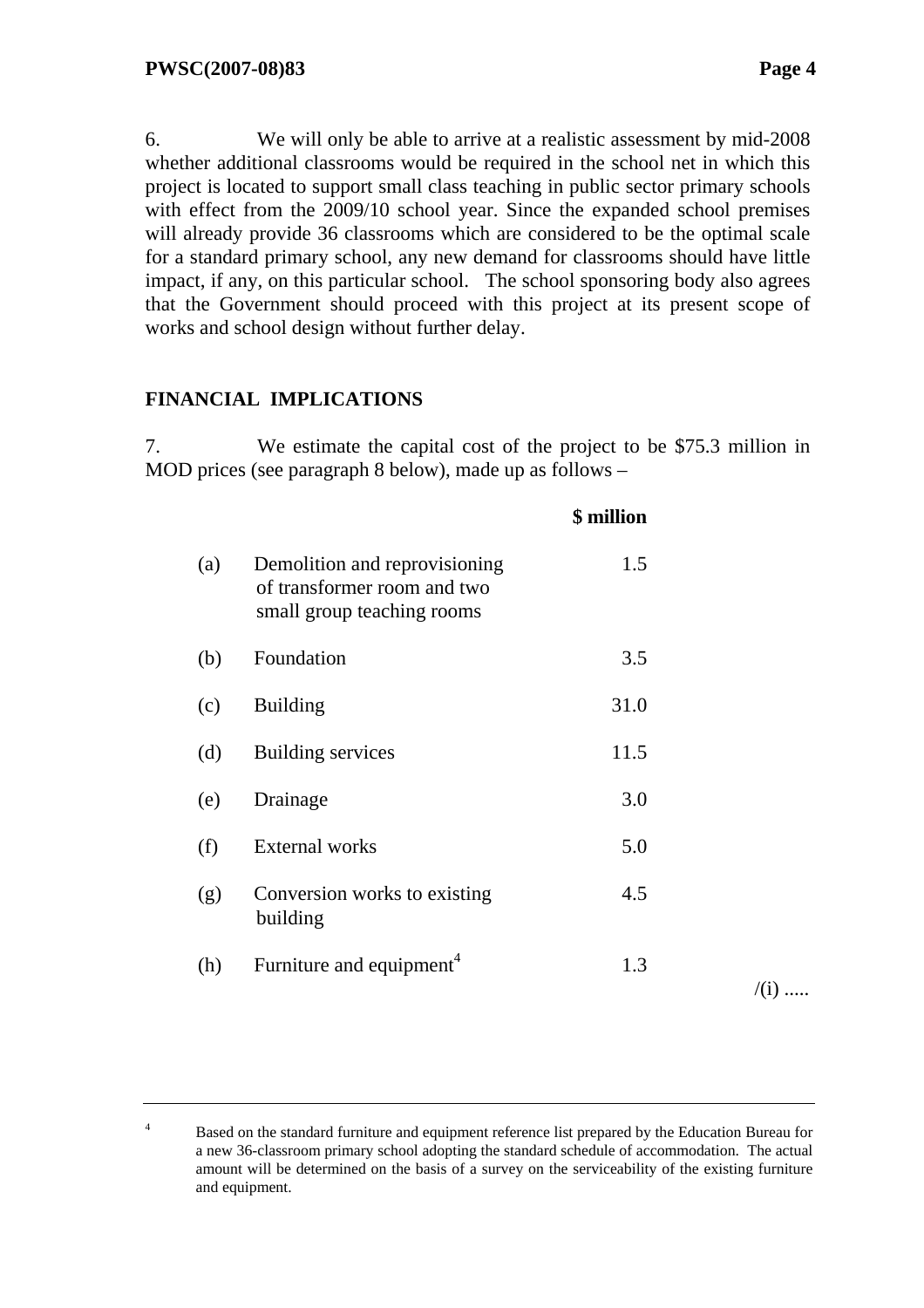6. We will only be able to arrive at a realistic assessment by mid-2008 whether additional classrooms would be required in the school net in which this project is located to support small class teaching in public sector primary schools with effect from the 2009/10 school year. Since the expanded school premises will already provide 36 classrooms which are considered to be the optimal scale for a standard primary school, any new demand for classrooms should have little impact, if any, on this particular school. The school sponsoring body also agrees that the Government should proceed with this project at its present scope of works and school design without further delay.

## FINANCIAL IMPLICATIONS

7. We estimate the capital cost of the project to be $75.3 million in MOD prices (see paragraph 8 below), made up as follows –

| | | $ million |
|---|---|---|
| (a) | Demolition and reprovisioning of transformer room and two small group teaching rooms | 1.5 |
| (b) | Foundation | 3.5 |
| (c) | Building | 31.0 |
| (d) | Building services | 11.5 |
| (e) | Drainage | 3.0 |
| (f) | External works | 5.0 |
| (g) | Conversion works to existing building | 4.5 |
| (h) | Furniture and equipment[4] | 1.3 |

/(i) .....

---

[4] Based on the standard furniture and equipment reference list prepared by the Education Bureau for a new 36-classroom primary school adopting the standard schedule of accommodation. The actual amount will be determined on the basis of a survey on the serviceability of the existing furniture and equipment.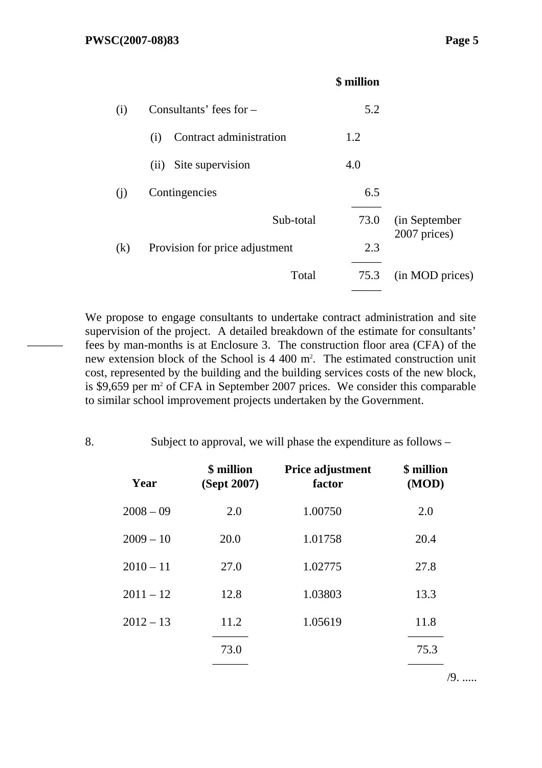| | | | $ million | |
|---|---|---|---|---|
| (i) | Consultants' fees for – | | 5.2 | |
| | (i) Contract administration | 1.2 | | |
| | (ii) Site supervision | 4.0 | | |
| (j) | Contingencies | | 6.5 | |
| | Sub-total | | 73.0 | (in September 2007 prices) |
| (k) | Provision for price adjustment | | 2.3 | |
| | Total | | 75.3 | (in MOD prices) |

We propose to engage consultants to undertake contract administration and site supervision of the project. A detailed breakdown of the estimate for consultants' fees by man-months is at Enclosure 3. The construction floor area (CFA) of the new extension block of the School is 4 400 $m^2$. The estimated construction unit cost, represented by the building and the building services costs of the new block, is $9,659 per $m^2$ of CFA in September 2007 prices. We consider this comparable to similar school improvement projects undertaken by the Government.

8. Subject to approval, we will phase the expenditure as follows –

| Year | $ million (Sept 2007) | Price adjustment factor | $ million (MOD) |
|---|---|---|---|
| 2008 – 09 | 2.0 | 1.00750 | 2.0 |
| 2009 – 10 | 20.0 | 1.01758 | 20.4 |
| 2010 – 11 | 27.0 | 1.02775 | 27.8 |
| 2011 – 12 | 12.8 | 1.03803 | 13.3 |
| 2012 – 13 | 11.2 | 1.05619 | 11.8 |
| | 73.0 | | 75.3 |

/9. .....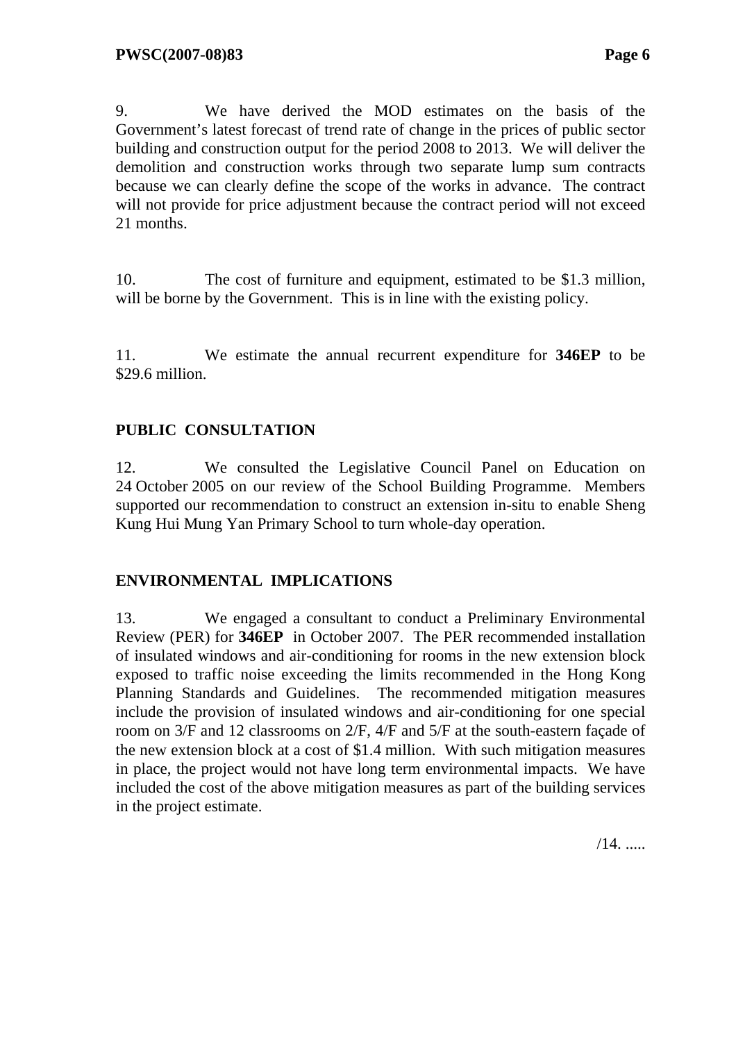9. We have derived the MOD estimates on the basis of the Government's latest forecast of trend rate of change in the prices of public sector building and construction output for the period 2008 to 2013. We will deliver the demolition and construction works through two separate lump sum contracts because we can clearly define the scope of the works in advance. The contract will not provide for price adjustment because the contract period will not exceed 21 months.

10. The cost of furniture and equipment, estimated to be $1.3 million, will be borne by the Government. This is in line with the existing policy.

11. We estimate the annual recurrent expenditure for **346EP** to be $29.6 million.

## PUBLIC CONSULTATION

12. We consulted the Legislative Council Panel on Education on 24 October 2005 on our review of the School Building Programme. Members supported our recommendation to construct an extension in-situ to enable Sheng Kung Hui Mung Yan Primary School to turn whole-day operation.

## ENVIRONMENTAL IMPLICATIONS

13. We engaged a consultant to conduct a Preliminary Environmental Review (PER) for **346EP** in October 2007. The PER recommended installation of insulated windows and air-conditioning for rooms in the new extension block exposed to traffic noise exceeding the limits recommended in the Hong Kong Planning Standards and Guidelines. The recommended mitigation measures include the provision of insulated windows and air-conditioning for one special room on 3/F and 12 classrooms on 2/F, 4/F and 5/F at the south-eastern façade of the new extension block at a cost of $1.4 million. With such mitigation measures in place, the project would not have long term environmental impacts. We have included the cost of the above mitigation measures as part of the building services in the project estimate.

/14. .....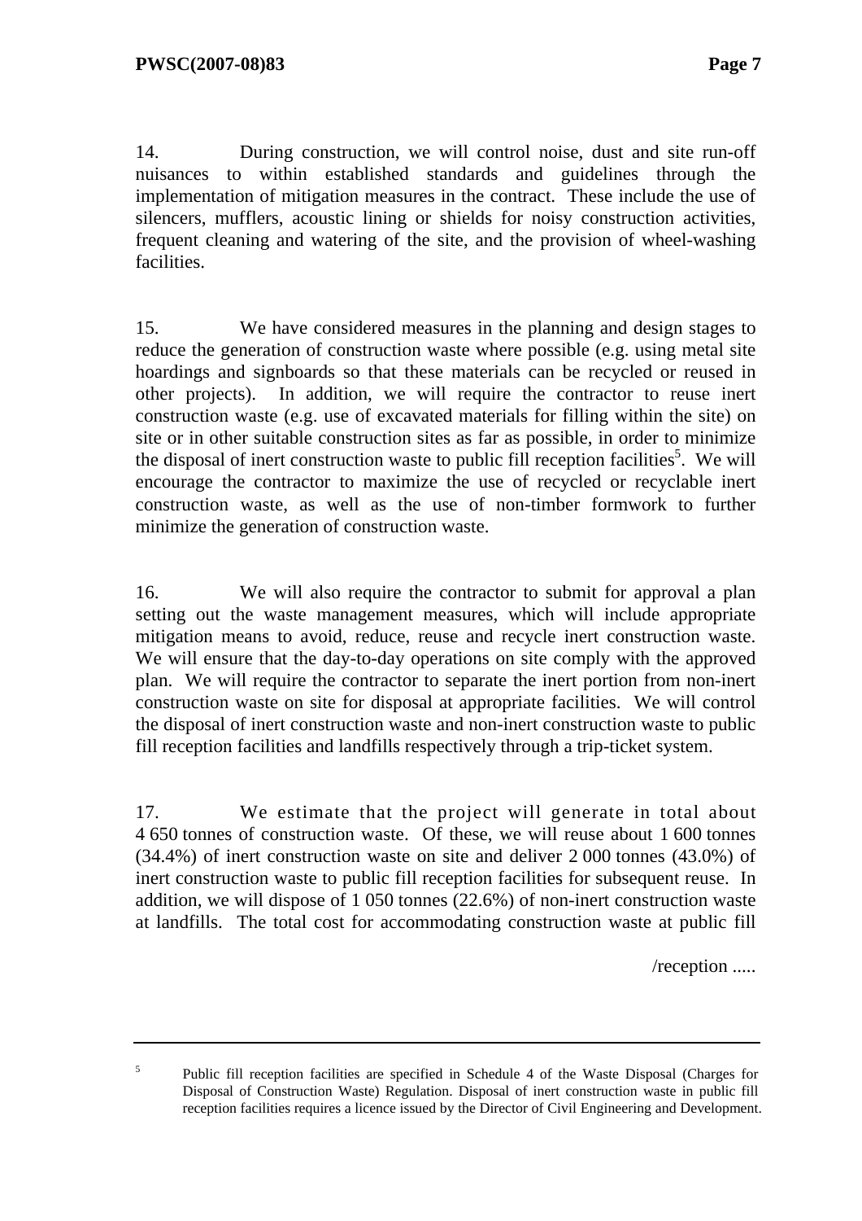14. During construction, we will control noise, dust and site run-off nuisances to within established standards and guidelines through the implementation of mitigation measures in the contract. These include the use of silencers, mufflers, acoustic lining or shields for noisy construction activities, frequent cleaning and watering of the site, and the provision of wheel-washing facilities.

15. We have considered measures in the planning and design stages to reduce the generation of construction waste where possible (e.g. using metal site hoardings and signboards so that these materials can be recycled or reused in other projects). In addition, we will require the contractor to reuse inert construction waste (e.g. use of excavated materials for filling within the site) on site or in other suitable construction sites as far as possible, in order to minimize the disposal of inert construction waste to public fill reception facilities[5]. We will encourage the contractor to maximize the use of recycled or recyclable inert construction waste, as well as the use of non-timber formwork to further minimize the generation of construction waste.

16. We will also require the contractor to submit for approval a plan setting out the waste management measures, which will include appropriate mitigation means to avoid, reduce, reuse and recycle inert construction waste. We will ensure that the day-to-day operations on site comply with the approved plan. We will require the contractor to separate the inert portion from non-inert construction waste on site for disposal at appropriate facilities. We will control the disposal of inert construction waste and non-inert construction waste to public fill reception facilities and landfills respectively through a trip-ticket system.

17. We estimate that the project will generate in total about 4 650 tonnes of construction waste. Of these, we will reuse about 1 600 tonnes (34.4%) of inert construction waste on site and deliver 2 000 tonnes (43.0%) of inert construction waste to public fill reception facilities for subsequent reuse. In addition, we will dispose of 1 050 tonnes (22.6%) of non-inert construction waste at landfills. The total cost for accommodating construction waste at public fill

/reception .....

---

[5] Public fill reception facilities are specified in Schedule 4 of the Waste Disposal (Charges for Disposal of Construction Waste) Regulation. Disposal of inert construction waste in public fill reception facilities requires a licence issued by the Director of Civil Engineering and Development.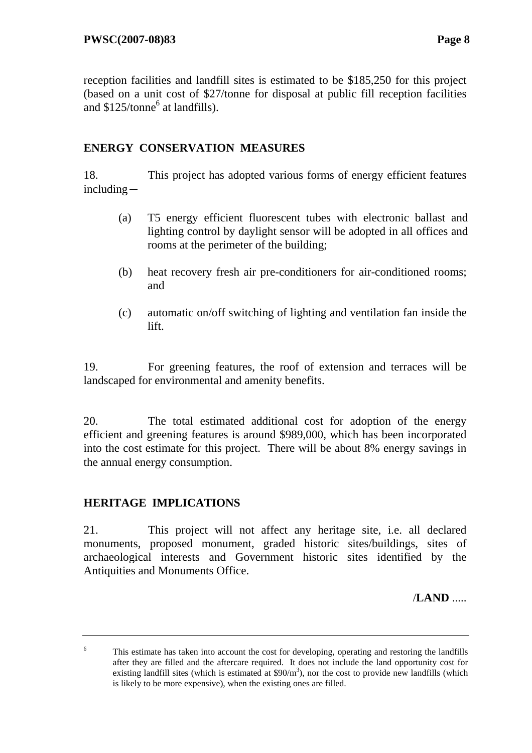reception facilities and landfill sites is estimated to be $185,250 for this project (based on a unit cost of $27/tonne for disposal at public fill reception facilities and $125/tonne[6] at landfills).

## ENERGY CONSERVATION MEASURES

18. This project has adopted various forms of energy efficient features including－

(a) T5 energy efficient fluorescent tubes with electronic ballast and lighting control by daylight sensor will be adopted in all offices and rooms at the perimeter of the building;

(b) heat recovery fresh air pre-conditioners for air-conditioned rooms; and

(c) automatic on/off switching of lighting and ventilation fan inside the lift.

19. For greening features, the roof of extension and terraces will be landscaped for environmental and amenity benefits.

20. The total estimated additional cost for adoption of the energy efficient and greening features is around $989,000, which has been incorporated into the cost estimate for this project. There will be about 8% energy savings in the annual energy consumption.

## HERITAGE IMPLICATIONS

21. This project will not affect any heritage site, i.e. all declared monuments, proposed monument, graded historic sites/buildings, sites of archaeological interests and Government historic sites identified by the Antiquities and Monuments Office.

/**LAND** .....

---

[6] This estimate has taken into account the cost for developing, operating and restoring the landfills after they are filled and the aftercare required. It does not include the land opportunity cost for existing landfill sites (which is estimated at $90/m$^3$), nor the cost to provide new landfills (which is likely to be more expensive), when the existing ones are filled.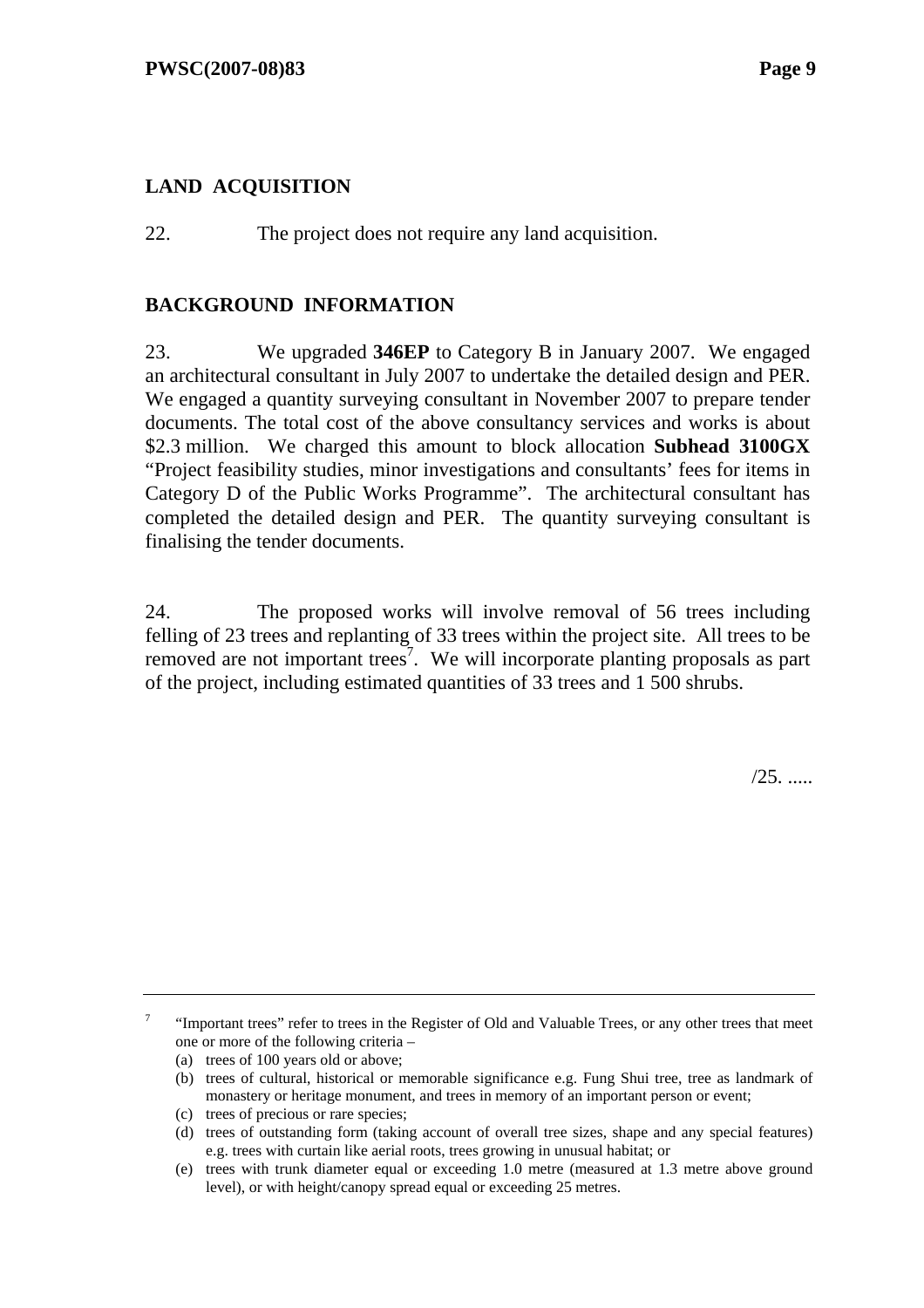## LAND ACQUISITION

22. The project does not require any land acquisition.

## BACKGROUND INFORMATION

23. We upgraded **346EP** to Category B in January 2007. We engaged an architectural consultant in July 2007 to undertake the detailed design and PER. We engaged a quantity surveying consultant in November 2007 to prepare tender documents. The total cost of the above consultancy services and works is about $2.3 million. We charged this amount to block allocation **Subhead 3100GX** "Project feasibility studies, minor investigations and consultants' fees for items in Category D of the Public Works Programme". The architectural consultant has completed the detailed design and PER. The quantity surveying consultant is finalising the tender documents.

24. The proposed works will involve removal of 56 trees including felling of 23 trees and replanting of 33 trees within the project site. All trees to be removed are not important trees[7]. We will incorporate planting proposals as part of the project, including estimated quantities of 33 trees and 1 500 shrubs.

/25. .....

---

[7] "Important trees" refer to trees in the Register of Old and Valuable Trees, or any other trees that meet one or more of the following criteria –

(a) trees of 100 years old or above;

(b) trees of cultural, historical or memorable significance e.g. Fung Shui tree, tree as landmark of monastery or heritage monument, and trees in memory of an important person or event;

(c) trees of precious or rare species;

(d) trees of outstanding form (taking account of overall tree sizes, shape and any special features) e.g. trees with curtain like aerial roots, trees growing in unusual habitat; or

(e) trees with trunk diameter equal or exceeding 1.0 metre (measured at 1.3 metre above ground level), or with height/canopy spread equal or exceeding 25 metres.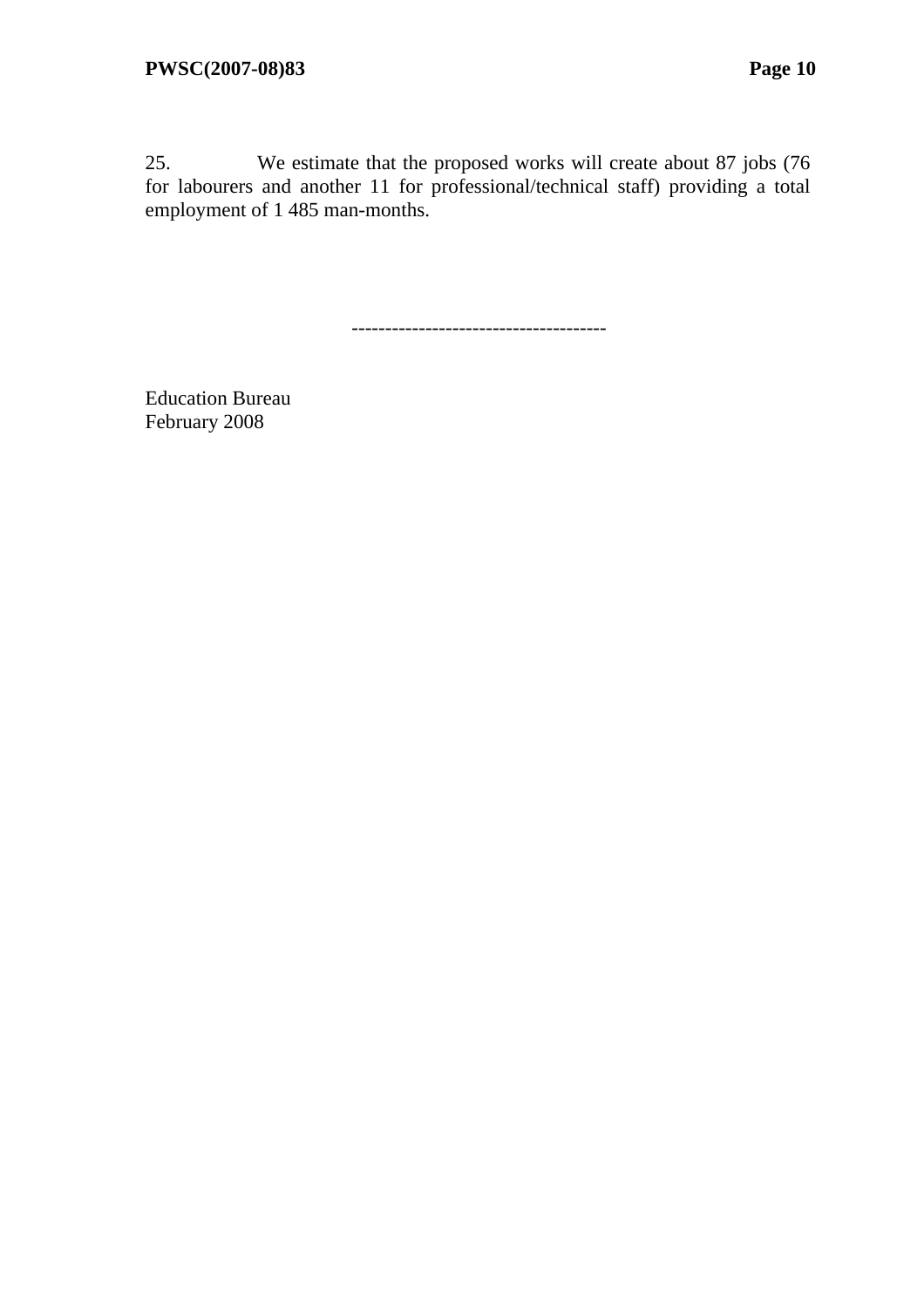25. We estimate that the proposed works will create about 87 jobs (76 for labourers and another 11 for professional/technical staff) providing a total employment of 1 485 man-months.

--------------------------------------

Education Bureau
February 2008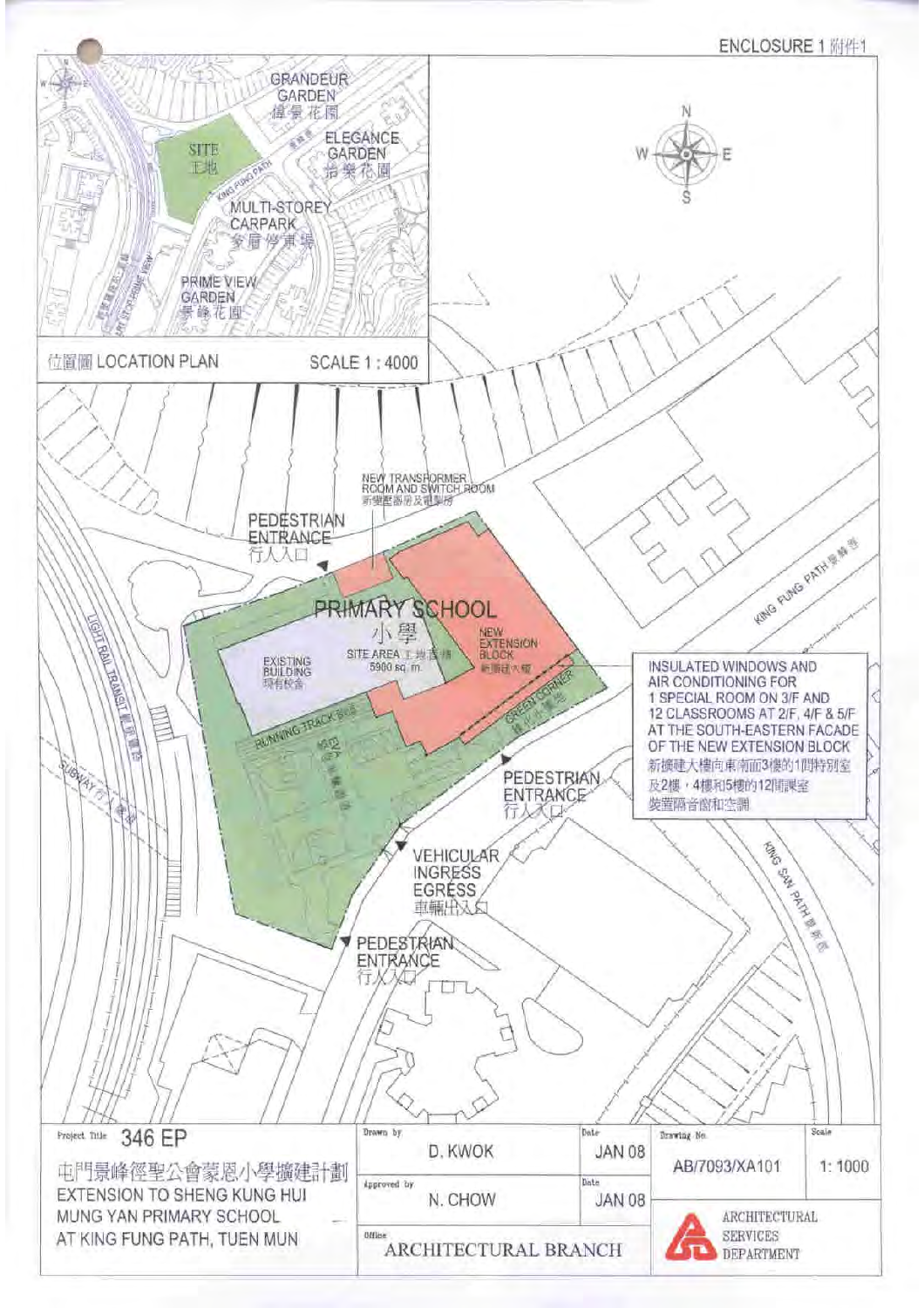ENCLOSURE 1 附件1

位置圖 LOCATION PLAN SCALE 1 : 4000

GRANDEUR GARDEN 偉景花園

ELEGANCE GARDEN 怡樂花園

SITE 工地

KING FUNG PATH

MULTI-STOREY CARPARK 多層停車場

PRIME VIEW GARDEN 景峰花園

NEW TRANSFORMER ROOM AND SWITCH ROOM 新變壓器房及電制房

PEDESTRIAN ENTRANCE 行人入口

PRIMARY SCHOOL 小學

SITE AREA 工地面積 5900 sq. m.

EXISTING BUILDING 現有校舍

NEW EXTENSION BLOCK 新擴建大樓

GREEN CORNER 綠化小園地

RUNNING TRACK 跑道

LIGHT RAIL TRANSIT 輕便鐵路

SUBWAY 行人隧道

KING FUNG PATH 景峰徑

KING SAN PATH 景新徑

INSULATED WINDOWS AND AIR CONDITIONING FOR 1 SPECIAL ROOM ON 3/F AND 12 CLASSROOMS AT 2/F, 4/F & 5/F AT THE SOUTH-EASTERN FACADE OF THE NEW EXTENSION BLOCK

新擴建大樓向東南面3樓的1間特別室及2樓，4樓和5樓的12間課室裝置隔音窗和空調

PEDESTRIAN ENTRANCE 行人入口

VEHICULAR INGRESS EGRESS 車輛出入口

PEDESTRIAN ENTRANCE 行人入口

| Project Title | Drawn by | Date | Drawing No. | Scale |
|---|---|---|---|---|
| 346 EP<br>屯門景峰徑聖公會蒙恩小學擴建計劃<br>EXTENSION TO SHENG KUNG HUI MUNG YAN PRIMARY SCHOOL AT KING FUNG PATH, TUEN MUN | D. KWOK | JAN 08 | AB/7093/XA101 | 1: 1000 |
| | Approved by: N. CHOW | JAN 08 | ARCHITECTURAL SERVICES DEPARTMENT | |
| | Office: ARCHITECTURAL BRANCH | | | |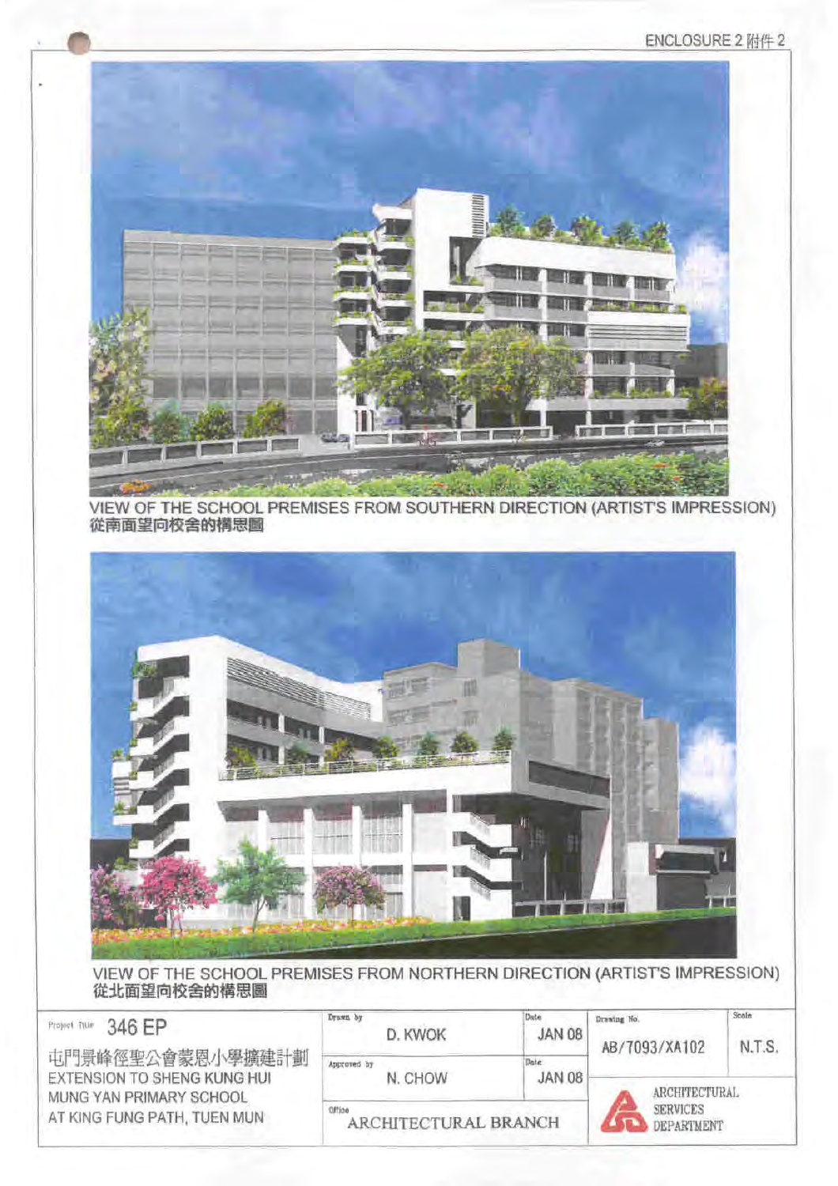ENCLOSURE 2 附件 2

VIEW OF THE SCHOOL PREMISES FROM SOUTHERN DIRECTION (ARTIST'S IMPRESSION)
從南面望向校舍的構思圖

VIEW OF THE SCHOOL PREMISES FROM NORTHERN DIRECTION (ARTIST'S IMPRESSION)
從北面望向校舍的構思圖

| Project Title | Drawn by | Date | Drawing No. | Scale |
|---|---|---|---|---|
| 346 EP<br>屯門景峰徑聖公會蒙恩小學擴建計劃<br>EXTENSION TO SHENG KUNG HUI MUNG YAN PRIMARY SCHOOL AT KING FUNG PATH, TUEN MUN | D. KWOK | JAN 08 | AB/7093/XA102 | N.T.S. |
| | Approved by: N. CHOW | Date: JAN 08 | ARCHITECTURAL SERVICES DEPARTMENT | |
| | Office: ARCHITECTURAL BRANCH | | | |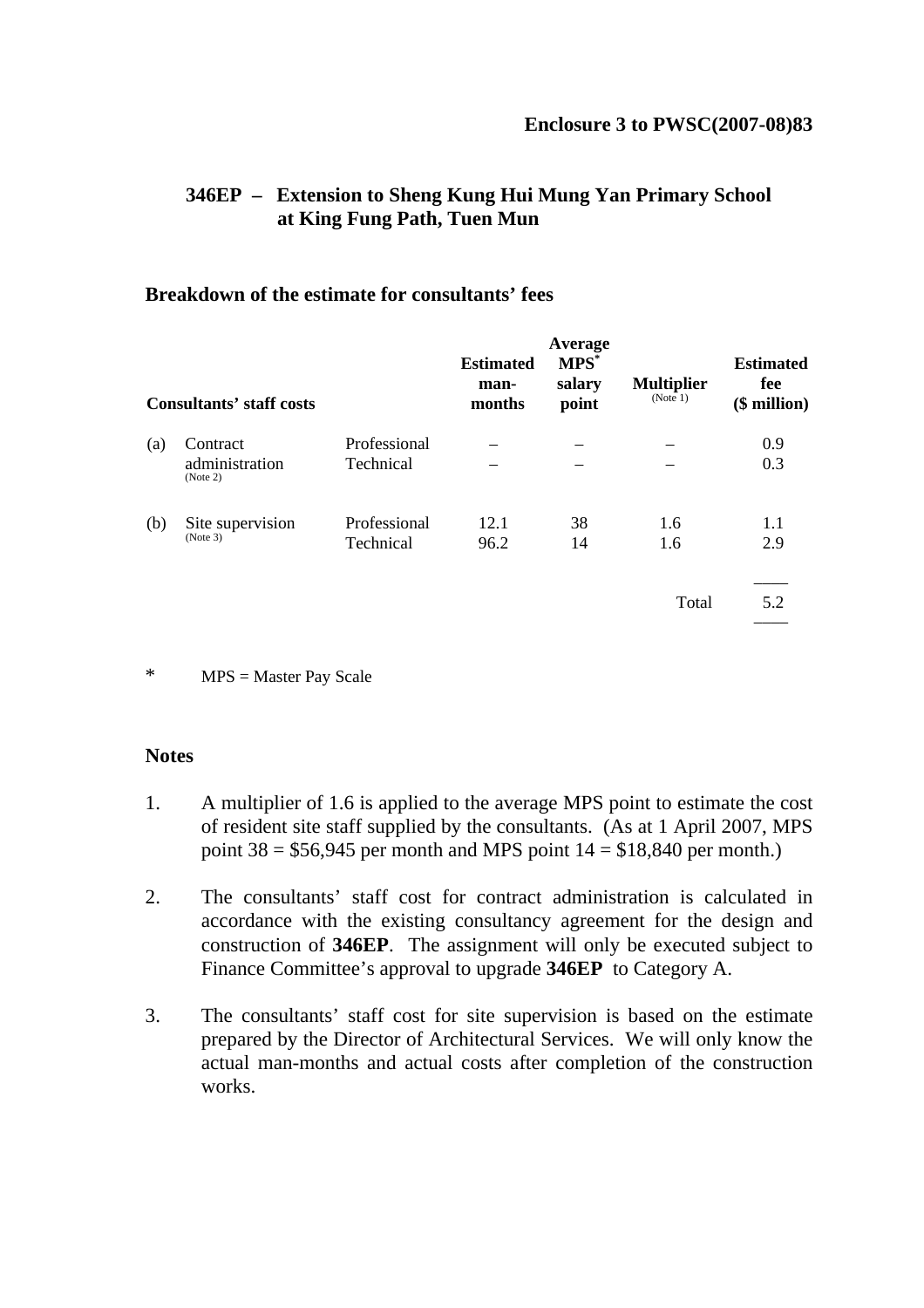**Enclosure 3 to PWSC(2007-08)83**

# 346EP – Extension to Sheng Kung Hui Mung Yan Primary School at King Fung Path, Tuen Mun

## Breakdown of the estimate for consultants' fees

| Consultants' staff costs | | | Estimated man-months | Average MPS* salary point | Multiplier (Note 1) | Estimated fee ($ million) |
|---|---|---|---|---|---|---|
| (a) | Contract administration (Note 2) | Professional | – | – | – | 0.9 |
| | | Technical | – | – | – | 0.3 |
| (b) | Site supervision (Note 3) | Professional | 12.1 | 38 | 1.6 | 1.1 |
| | | Technical | 96.2 | 14 | 1.6 | 2.9 |
| | | | | | Total | 5.2 |

\* MPS = Master Pay Scale

## Notes

1. A multiplier of 1.6 is applied to the average MPS point to estimate the cost of resident site staff supplied by the consultants. (As at 1 April 2007, MPS point 38 = $56,945 per month and MPS point 14 = $18,840 per month.)

2. The consultants' staff cost for contract administration is calculated in accordance with the existing consultancy agreement for the design and construction of **346EP**. The assignment will only be executed subject to Finance Committee's approval to upgrade **346EP** to Category A.

3. The consultants' staff cost for site supervision is based on the estimate prepared by the Director of Architectural Services. We will only know the actual man-months and actual costs after completion of the construction works.